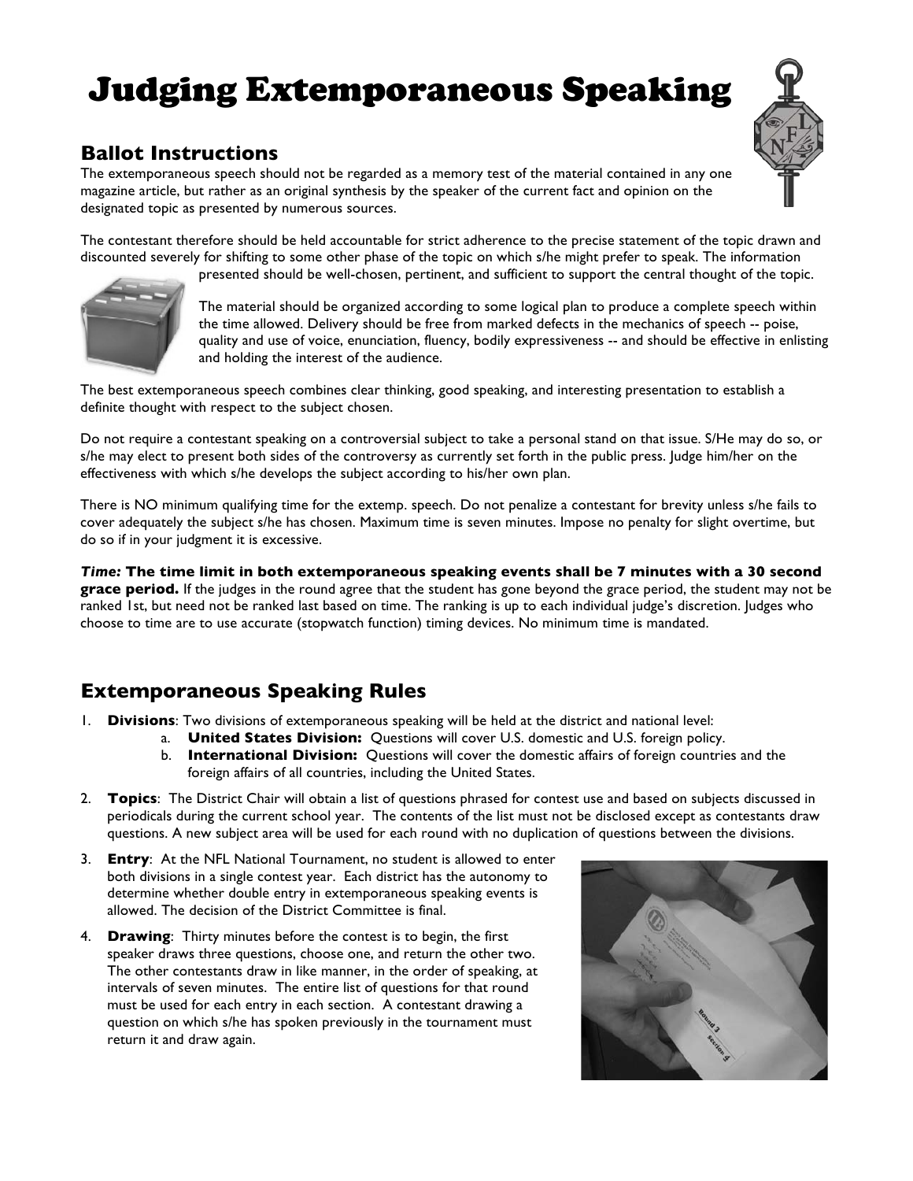# Judging Extemporaneous Speaking

## Ballot Instructions

The extemporaneous speech should not be regarded as a memory test of the material contained in any one magazine article, but rather as an original synthesis by the speaker of the current fact and opinion on the designated topic as presented by numerous sources.

The contestant therefore should be held accountable for strict adherence to the precise statement of the topic drawn and discounted severely for shifting to some other phase of the topic on which s/he might prefer to speak. The information presented should be well-chosen, pertinent, and sufficient to support the central thought of the topic.

The material should be organized according to some logical plan to produce a complete speech within the time allowed. Delivery should be free from marked defects in the mechanics of speech -- poise, quality and use of voice, enunciation, fluency, bodily expressiveness -- and should be effective in enlisting and holding the interest of the audience.

The best extemporaneous speech combines clear thinking, good speaking, and interesting presentation to establish a definite thought with respect to the subject chosen.

Do not require a contestant speaking on a controversial subject to take a personal stand on that issue. S/He may do so, or s/he may elect to present both sides of the controversy as currently set forth in the public press. Judge him/her on the effectiveness with which s/he develops the subject according to his/her own plan.

There is NO minimum qualifying time for the extemp. speech. Do not penalize a contestant for brevity unless s/he fails to cover adequately the subject s/he has chosen. Maximum time is seven minutes. Impose no penalty for slight overtime, but do so if in your judgment it is excessive.

***Time:*** **The time limit in both extemporaneous speaking events shall be 7 minutes with a 30 second grace period.** If the judges in the round agree that the student has gone beyond the grace period, the student may not be ranked 1st, but need not be ranked last based on time. The ranking is up to each individual judge's discretion. Judges who choose to time are to use accurate (stopwatch function) timing devices. No minimum time is mandated.

## Extemporaneous Speaking Rules

1. **Divisions**: Two divisions of extemporaneous speaking will be held at the district and national level:
   a. **United States Division:** Questions will cover U.S. domestic and U.S. foreign policy.
   b. **International Division:** Questions will cover the domestic affairs of foreign countries and the foreign affairs of all countries, including the United States.
2. **Topics**: The District Chair will obtain a list of questions phrased for contest use and based on subjects discussed in periodicals during the current school year. The contents of the list must not be disclosed except as contestants draw questions. A new subject area will be used for each round with no duplication of questions between the divisions.
3. **Entry**: At the NFL National Tournament, no student is allowed to enter both divisions in a single contest year. Each district has the autonomy to determine whether double entry in extemporaneous speaking events is allowed. The decision of the District Committee is final.
4. **Drawing**: Thirty minutes before the contest is to begin, the first speaker draws three questions, choose one, and return the other two. The other contestants draw in like manner, in the order of speaking, at intervals of seven minutes. The entire list of questions for that round must be used for each entry in each section. A contestant drawing a question on which s/he has spoken previously in the tournament must return it and draw again.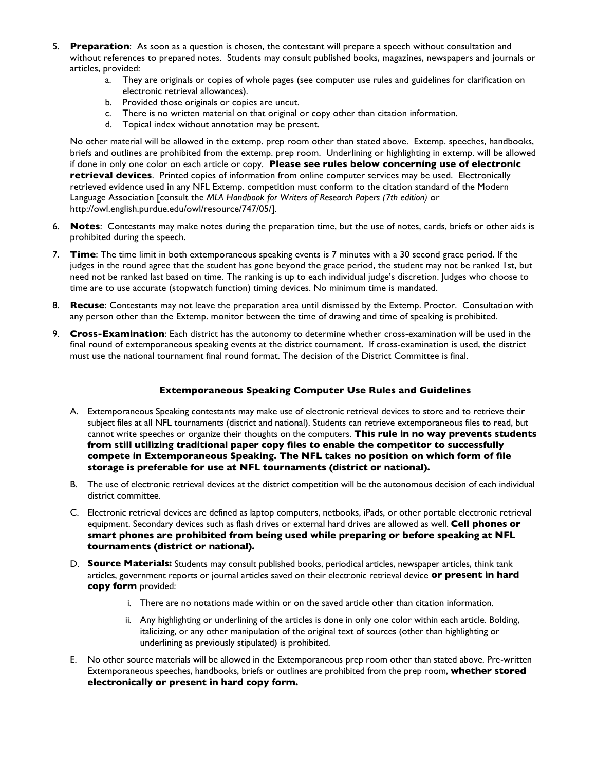5. **Preparation**: As soon as a question is chosen, the contestant will prepare a speech without consultation and without references to prepared notes. Students may consult published books, magazines, newspapers and journals or articles, provided:
    a. They are originals or copies of whole pages (see computer use rules and guidelines for clarification on electronic retrieval allowances).
    b. Provided those originals or copies are uncut.
    c. There is no written material on that original or copy other than citation information.
    d. Topical index without annotation may be present.

    No other material will be allowed in the extemp. prep room other than stated above. Extemp. speeches, handbooks, briefs and outlines are prohibited from the extemp. prep room. Underlining or highlighting in extemp. will be allowed if done in only one color on each article or copy. **Please see rules below concerning use of electronic retrieval devices**. Printed copies of information from online computer services may be used. Electronically retrieved evidence used in any NFL Extemp. competition must conform to the citation standard of the Modern Language Association [consult the *MLA Handbook for Writers of Research Papers (7th edition)* or http://owl.english.purdue.edu/owl/resource/747/05/].

6. **Notes**: Contestants may make notes during the preparation time, but the use of notes, cards, briefs or other aids is prohibited during the speech.

7. **Time**: The time limit in both extemporaneous speaking events is 7 minutes with a 30 second grace period. If the judges in the round agree that the student has gone beyond the grace period, the student may not be ranked 1st, but need not be ranked last based on time. The ranking is up to each individual judge's discretion. Judges who choose to time are to use accurate (stopwatch function) timing devices. No minimum time is mandated.

8. **Recuse**: Contestants may not leave the preparation area until dismissed by the Extemp. Proctor. Consultation with any person other than the Extemp. monitor between the time of drawing and time of speaking is prohibited.

9. **Cross-Examination**: Each district has the autonomy to determine whether cross-examination will be used in the final round of extemporaneous speaking events at the district tournament. If cross-examination is used, the district must use the national tournament final round format. The decision of the District Committee is final.

### Extemporaneous Speaking Computer Use Rules and Guidelines

A. Extemporaneous Speaking contestants may make use of electronic retrieval devices to store and to retrieve their subject files at all NFL tournaments (district and national). Students can retrieve extemporaneous files to read, but cannot write speeches or organize their thoughts on the computers. **This rule in no way prevents students from still utilizing traditional paper copy files to enable the competitor to successfully compete in Extemporaneous Speaking. The NFL takes no position on which form of file storage is preferable for use at NFL tournaments (district or national).**

B. The use of electronic retrieval devices at the district competition will be the autonomous decision of each individual district committee.

C. Electronic retrieval devices are defined as laptop computers, netbooks, iPads, or other portable electronic retrieval equipment. Secondary devices such as flash drives or external hard drives are allowed as well. **Cell phones or smart phones are prohibited from being used while preparing or before speaking at NFL tournaments (district or national).**

D. **Source Materials:** Students may consult published books, periodical articles, newspaper articles, think tank articles, government reports or journal articles saved on their electronic retrieval device **or present in hard copy form** provided:
    i. There are no notations made within or on the saved article other than citation information.
    ii. Any highlighting or underlining of the articles is done in only one color within each article. Bolding, italicizing, or any other manipulation of the original text of sources (other than highlighting or underlining as previously stipulated) is prohibited.

E. No other source materials will be allowed in the Extemporaneous prep room other than stated above. Pre-written Extemporaneous speeches, handbooks, briefs or outlines are prohibited from the prep room, **whether stored electronically or present in hard copy form.**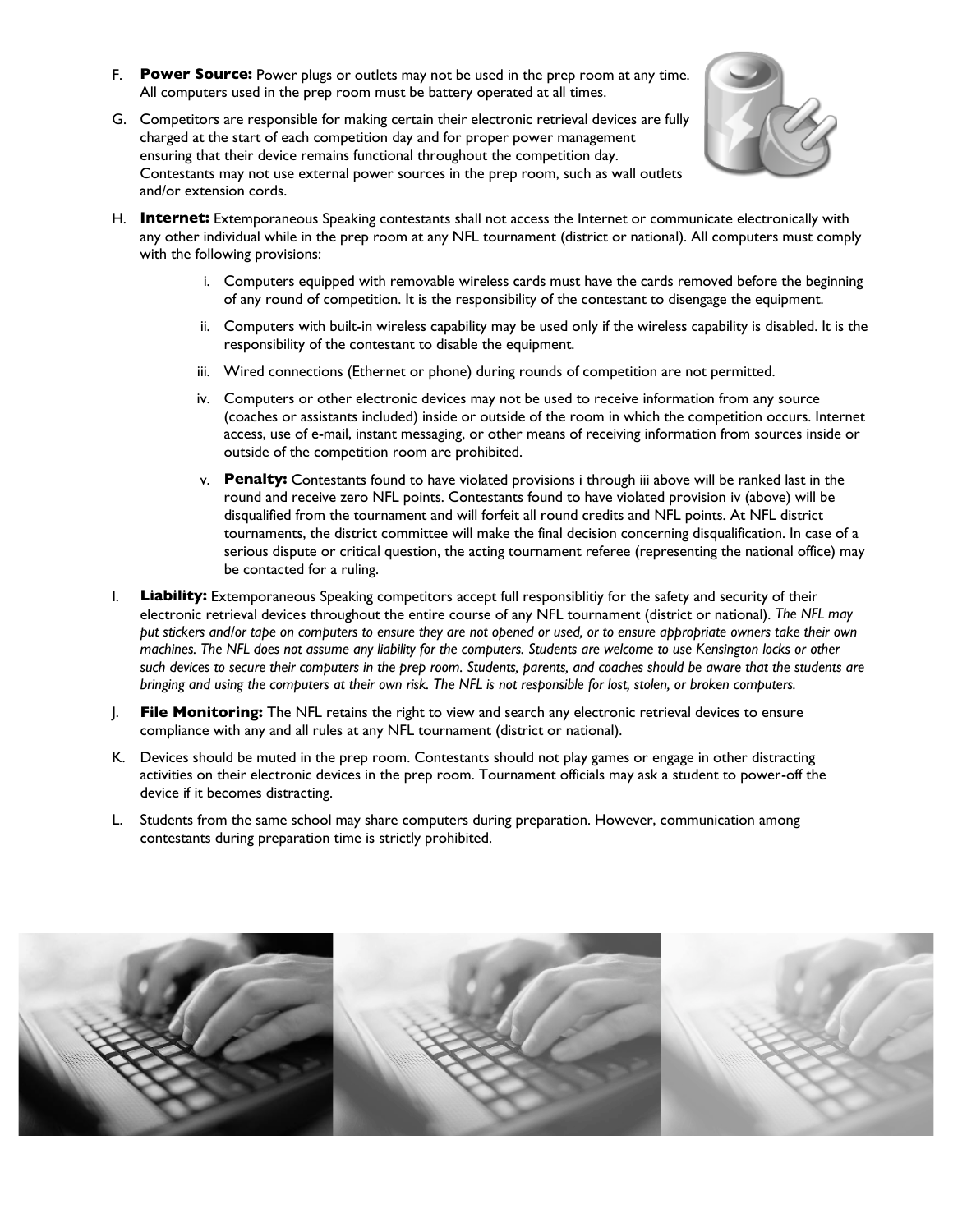F. **Power Source:** Power plugs or outlets may not be used in the prep room at any time. All computers used in the prep room must be battery operated at all times.

G. Competitors are responsible for making certain their electronic retrieval devices are fully charged at the start of each competition day and for proper power management ensuring that their device remains functional throughout the competition day. Contestants may not use external power sources in the prep room, such as wall outlets and/or extension cords.

H. **Internet:** Extemporaneous Speaking contestants shall not access the Internet or communicate electronically with any other individual while in the prep room at any NFL tournament (district or national). All computers must comply with the following provisions:

   i. Computers equipped with removable wireless cards must have the cards removed before the beginning of any round of competition. It is the responsibility of the contestant to disengage the equipment.

   ii. Computers with built-in wireless capability may be used only if the wireless capability is disabled. It is the responsibility of the contestant to disable the equipment.

   iii. Wired connections (Ethernet or phone) during rounds of competition are not permitted.

   iv. Computers or other electronic devices may not be used to receive information from any source (coaches or assistants included) inside or outside of the room in which the competition occurs. Internet access, use of e-mail, instant messaging, or other means of receiving information from sources inside or outside of the competition room are prohibited.

   v. **Penalty:** Contestants found to have violated provisions i through iii above will be ranked last in the round and receive zero NFL points. Contestants found to have violated provision iv (above) will be disqualified from the tournament and will forfeit all round credits and NFL points. At NFL district tournaments, the district committee will make the final decision concerning disqualification. In case of a serious dispute or critical question, the acting tournament referee (representing the national office) may be contacted for a ruling.

I. **Liability:** Extemporaneous Speaking competitors accept full responsiblitiy for the safety and security of their electronic retrieval devices throughout the entire course of any NFL tournament (district or national). *The NFL may put stickers and/or tape on computers to ensure they are not opened or used, or to ensure appropriate owners take their own machines. The NFL does not assume any liability for the computers. Students are welcome to use Kensington locks or other such devices to secure their computers in the prep room. Students, parents, and coaches should be aware that the students are bringing and using the computers at their own risk. The NFL is not responsible for lost, stolen, or broken computers.*

J. **File Monitoring:** The NFL retains the right to view and search any electronic retrieval devices to ensure compliance with any and all rules at any NFL tournament (district or national).

K. Devices should be muted in the prep room. Contestants should not play games or engage in other distracting activities on their electronic devices in the prep room. Tournament officials may ask a student to power-off the device if it becomes distracting.

L. Students from the same school may share computers during preparation. However, communication among contestants during preparation time is strictly prohibited.